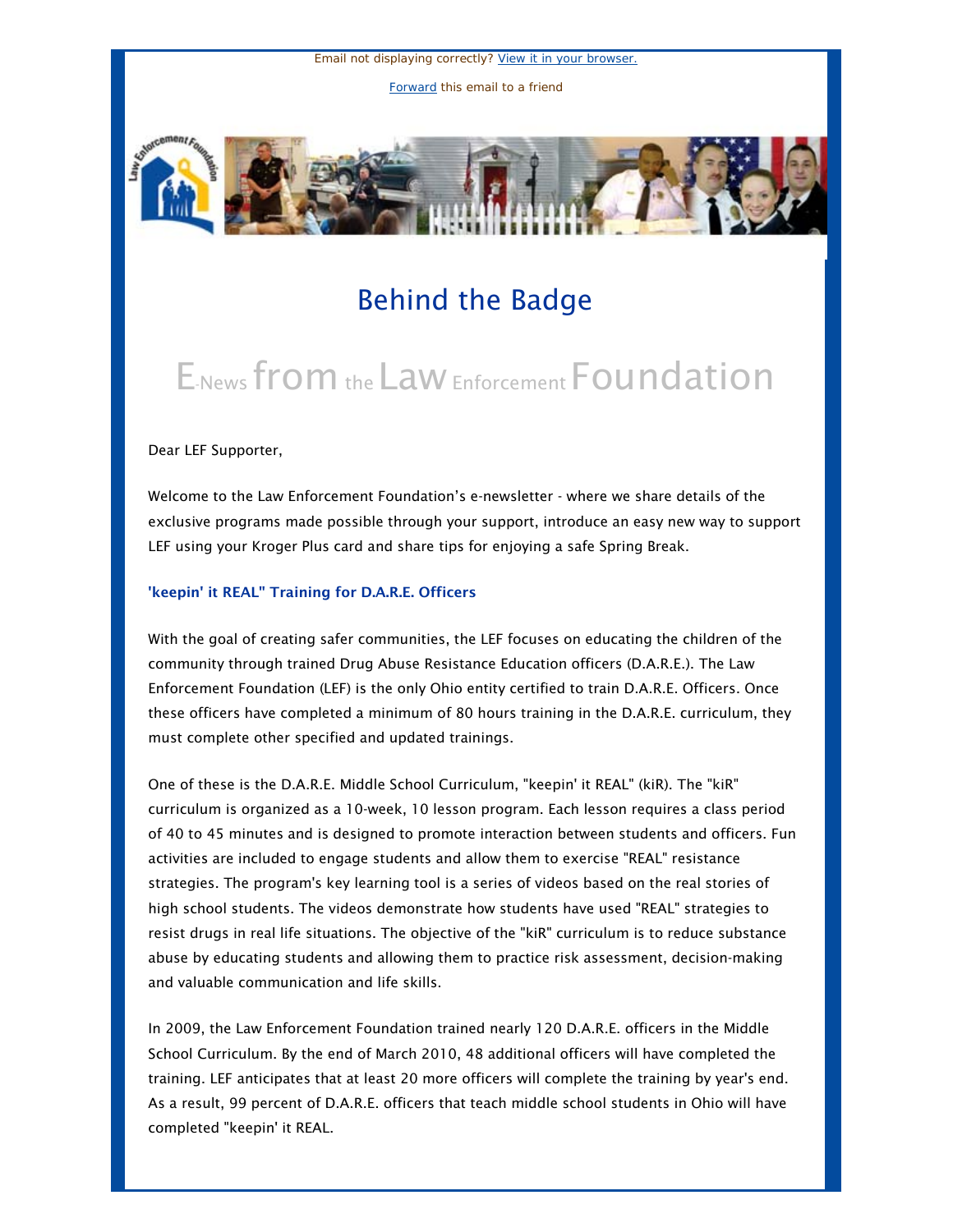Email not displaying correctly? [View it in your browser.]

[Forward] this email to a friend

# Behind the Badge

## E-News from the Law Enforcement Foundation

Dear LEF Supporter,

Welcome to the Law Enforcement Foundation's e-newsletter - where we share details of the exclusive programs made possible through your support, introduce an easy new way to support LEF using your Kroger Plus card and share tips for enjoying a safe Spring Break.

### 'keepin' it REAL" Training for D.A.R.E. Officers

With the goal of creating safer communities, the LEF focuses on educating the children of the community through trained Drug Abuse Resistance Education officers (D.A.R.E.). The Law Enforcement Foundation (LEF) is the only Ohio entity certified to train D.A.R.E. Officers. Once these officers have completed a minimum of 80 hours training in the D.A.R.E. curriculum, they must complete other specified and updated trainings.

One of these is the D.A.R.E. Middle School Curriculum, "keepin' it REAL" (kiR). The "kiR" curriculum is organized as a 10-week, 10 lesson program. Each lesson requires a class period of 40 to 45 minutes and is designed to promote interaction between students and officers. Fun activities are included to engage students and allow them to exercise "REAL" resistance strategies. The program's key learning tool is a series of videos based on the real stories of high school students. The videos demonstrate how students have used "REAL" strategies to resist drugs in real life situations. The objective of the "kiR" curriculum is to reduce substance abuse by educating students and allowing them to practice risk assessment, decision-making and valuable communication and life skills.

In 2009, the Law Enforcement Foundation trained nearly 120 D.A.R.E. officers in the Middle School Curriculum. By the end of March 2010, 48 additional officers will have completed the training. LEF anticipates that at least 20 more officers will complete the training by year's end. As a result, 99 percent of D.A.R.E. officers that teach middle school students in Ohio will have completed "keepin' it REAL.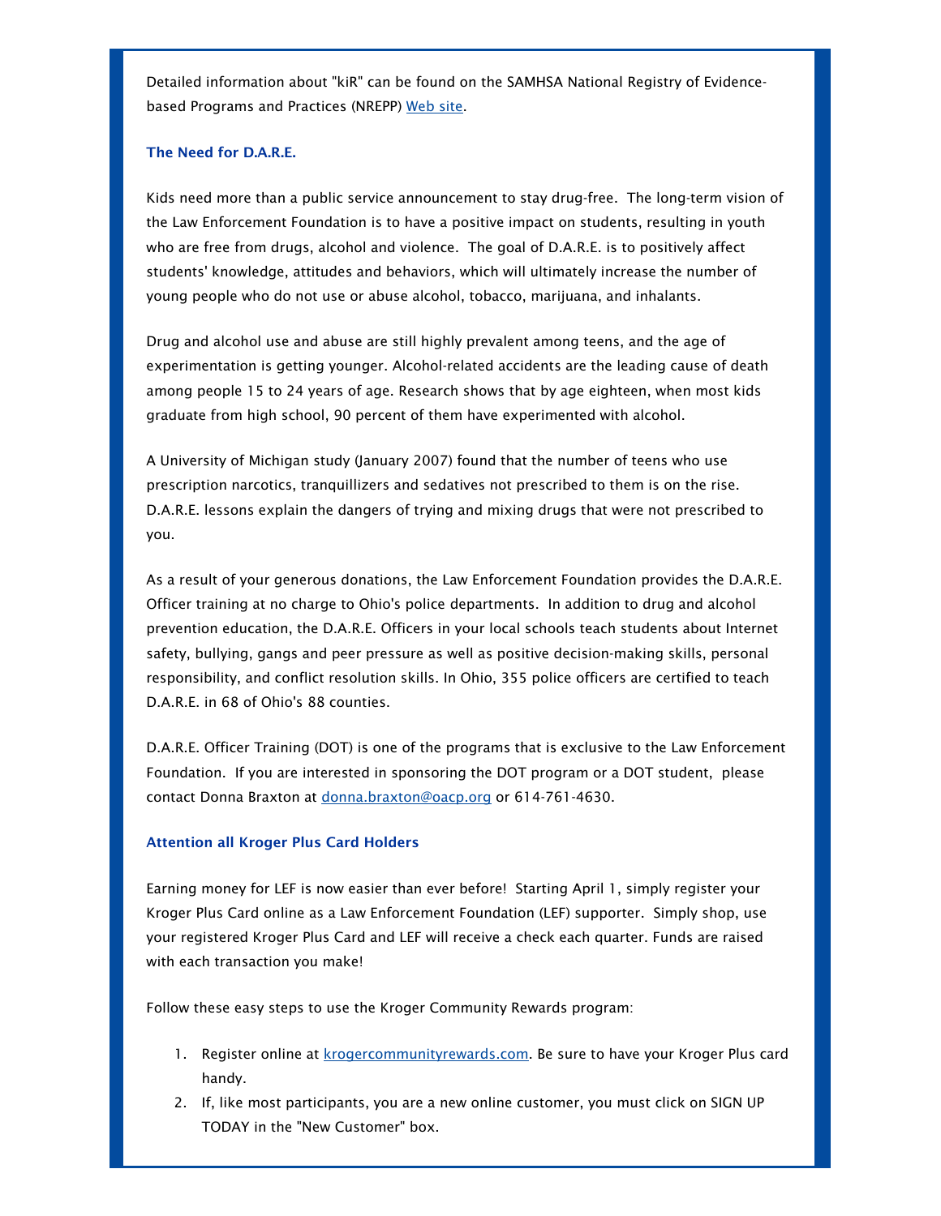Detailed information about "kiR" can be found on the SAMHSA National Registry of Evidence-based Programs and Practices (NREPP) Web site.

### The Need for D.A.R.E.

Kids need more than a public service announcement to stay drug-free. The long-term vision of the Law Enforcement Foundation is to have a positive impact on students, resulting in youth who are free from drugs, alcohol and violence. The goal of D.A.R.E. is to positively affect students' knowledge, attitudes and behaviors, which will ultimately increase the number of young people who do not use or abuse alcohol, tobacco, marijuana, and inhalants.

Drug and alcohol use and abuse are still highly prevalent among teens, and the age of experimentation is getting younger. Alcohol-related accidents are the leading cause of death among people 15 to 24 years of age. Research shows that by age eighteen, when most kids graduate from high school, 90 percent of them have experimented with alcohol.

A University of Michigan study (January 2007) found that the number of teens who use prescription narcotics, tranquillizers and sedatives not prescribed to them is on the rise. D.A.R.E. lessons explain the dangers of trying and mixing drugs that were not prescribed to you.

As a result of your generous donations, the Law Enforcement Foundation provides the D.A.R.E. Officer training at no charge to Ohio's police departments. In addition to drug and alcohol prevention education, the D.A.R.E. Officers in your local schools teach students about Internet safety, bullying, gangs and peer pressure as well as positive decision-making skills, personal responsibility, and conflict resolution skills. In Ohio, 355 police officers are certified to teach D.A.R.E. in 68 of Ohio's 88 counties.

D.A.R.E. Officer Training (DOT) is one of the programs that is exclusive to the Law Enforcement Foundation. If you are interested in sponsoring the DOT program or a DOT student, please contact Donna Braxton at donna.braxton@oacp.org or 614-761-4630.

### Attention all Kroger Plus Card Holders

Earning money for LEF is now easier than ever before! Starting April 1, simply register your Kroger Plus Card online as a Law Enforcement Foundation (LEF) supporter. Simply shop, use your registered Kroger Plus Card and LEF will receive a check each quarter. Funds are raised with each transaction you make!

Follow these easy steps to use the Kroger Community Rewards program:

1. Register online at krogercommunityrewards.com. Be sure to have your Kroger Plus card handy.
2. If, like most participants, you are a new online customer, you must click on SIGN UP TODAY in the "New Customer" box.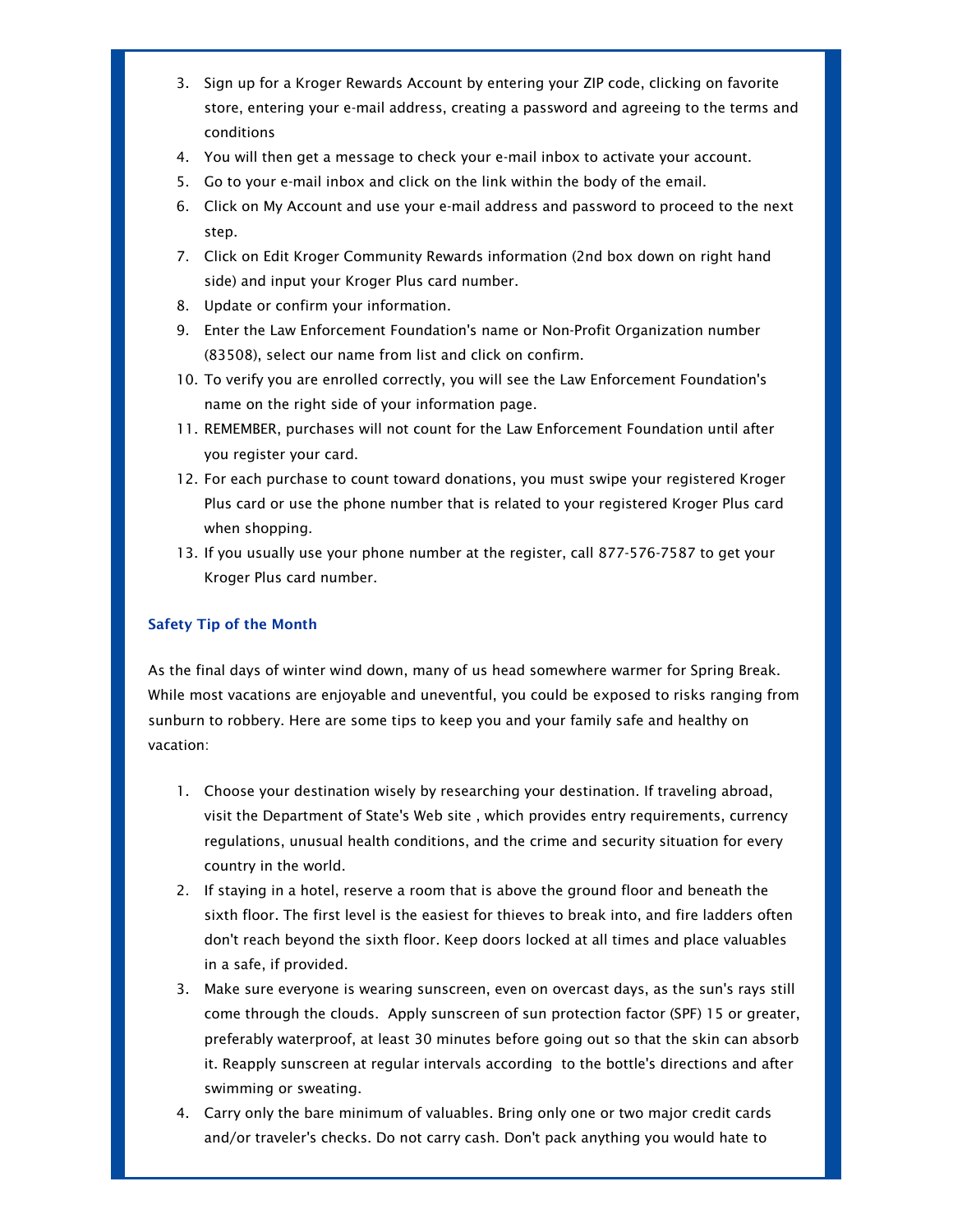3. Sign up for a Kroger Rewards Account by entering your ZIP code, clicking on favorite store, entering your e-mail address, creating a password and agreeing to the terms and conditions
4. You will then get a message to check your e-mail inbox to activate your account.
5. Go to your e-mail inbox and click on the link within the body of the email.
6. Click on My Account and use your e-mail address and password to proceed to the next step.
7. Click on Edit Kroger Community Rewards information (2nd box down on right hand side) and input your Kroger Plus card number.
8. Update or confirm your information.
9. Enter the Law Enforcement Foundation's name or Non-Profit Organization number (83508), select our name from list and click on confirm.
10. To verify you are enrolled correctly, you will see the Law Enforcement Foundation's name on the right side of your information page.
11. REMEMBER, purchases will not count for the Law Enforcement Foundation until after you register your card.
12. For each purchase to count toward donations, you must swipe your registered Kroger Plus card or use the phone number that is related to your registered Kroger Plus card when shopping.
13. If you usually use your phone number at the register, call 877-576-7587 to get your Kroger Plus card number.

### Safety Tip of the Month

As the final days of winter wind down, many of us head somewhere warmer for Spring Break. While most vacations are enjoyable and uneventful, you could be exposed to risks ranging from sunburn to robbery. Here are some tips to keep you and your family safe and healthy on vacation:

1. Choose your destination wisely by researching your destination. If traveling abroad, visit the Department of State's Web site , which provides entry requirements, currency regulations, unusual health conditions, and the crime and security situation for every country in the world.
2. If staying in a hotel, reserve a room that is above the ground floor and beneath the sixth floor. The first level is the easiest for thieves to break into, and fire ladders often don't reach beyond the sixth floor. Keep doors locked at all times and place valuables in a safe, if provided.
3. Make sure everyone is wearing sunscreen, even on overcast days, as the sun's rays still come through the clouds. Apply sunscreen of sun protection factor (SPF) 15 or greater, preferably waterproof, at least 30 minutes before going out so that the skin can absorb it. Reapply sunscreen at regular intervals according to the bottle's directions and after swimming or sweating.
4. Carry only the bare minimum of valuables. Bring only one or two major credit cards and/or traveler's checks. Do not carry cash. Don't pack anything you would hate to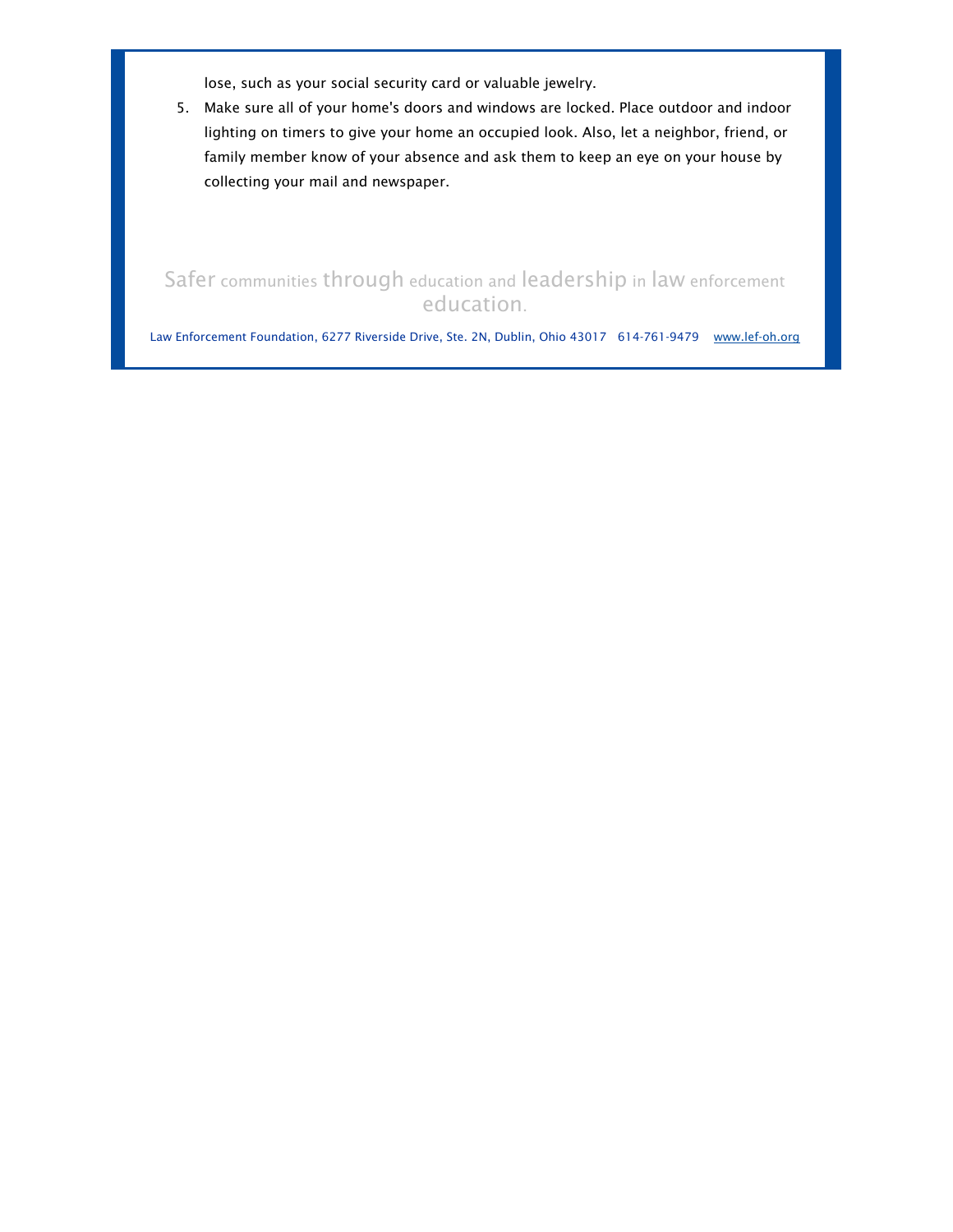lose, such as your social security card or valuable jewelry.

5. Make sure all of your home's doors and windows are locked. Place outdoor and indoor lighting on timers to give your home an occupied look. Also, let a neighbor, friend, or family member know of your absence and ask them to keep an eye on your house by collecting your mail and newspaper.

Safer communities through education and leadership in law enforcement education.

Law Enforcement Foundation, 6277 Riverside Drive, Ste. 2N, Dublin, Ohio 43017 614-761-9479 www.lef-oh.org